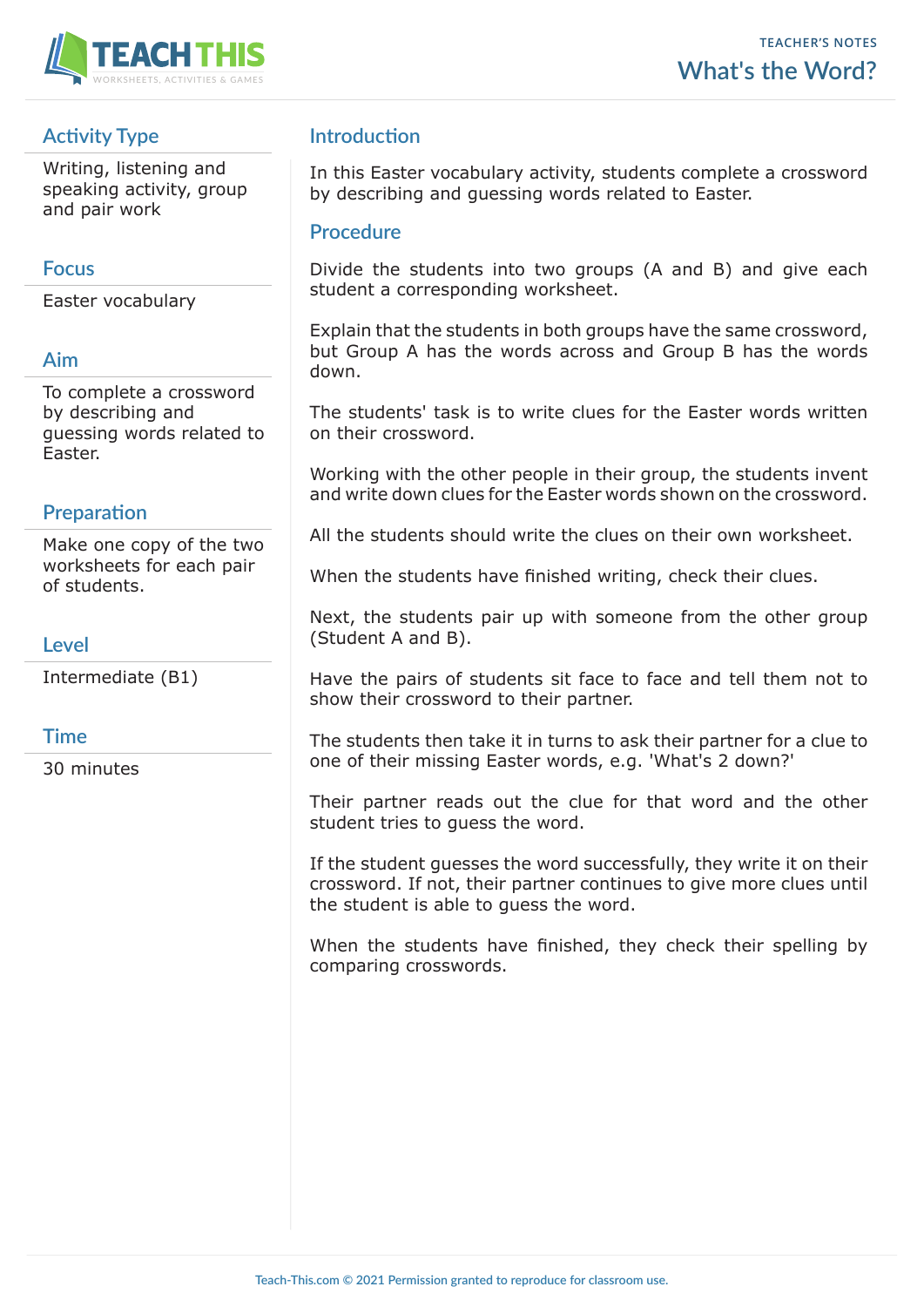TEACHER'S NOTES

# What's the Word?

## Activity Type

Writing, listening and speaking activity, group and pair work

## Focus

Easter vocabulary

## Aim

To complete a crossword by describing and guessing words related to Easter.

## Preparation

Make one copy of the two worksheets for each pair of students.

## Level

Intermediate (B1)

## Time

30 minutes

## Introduction

In this Easter vocabulary activity, students complete a crossword by describing and guessing words related to Easter.

## Procedure

Divide the students into two groups (A and B) and give each student a corresponding worksheet.

Explain that the students in both groups have the same crossword, but Group A has the words across and Group B has the words down.

The students' task is to write clues for the Easter words written on their crossword.

Working with the other people in their group, the students invent and write down clues for the Easter words shown on the crossword.

All the students should write the clues on their own worksheet.

When the students have finished writing, check their clues.

Next, the students pair up with someone from the other group (Student A and B).

Have the pairs of students sit face to face and tell them not to show their crossword to their partner.

The students then take it in turns to ask their partner for a clue to one of their missing Easter words, e.g. 'What's 2 down?'

Their partner reads out the clue for that word and the other student tries to guess the word.

If the student guesses the word successfully, they write it on their crossword. If not, their partner continues to give more clues until the student is able to guess the word.

When the students have finished, they check their spelling by comparing crosswords.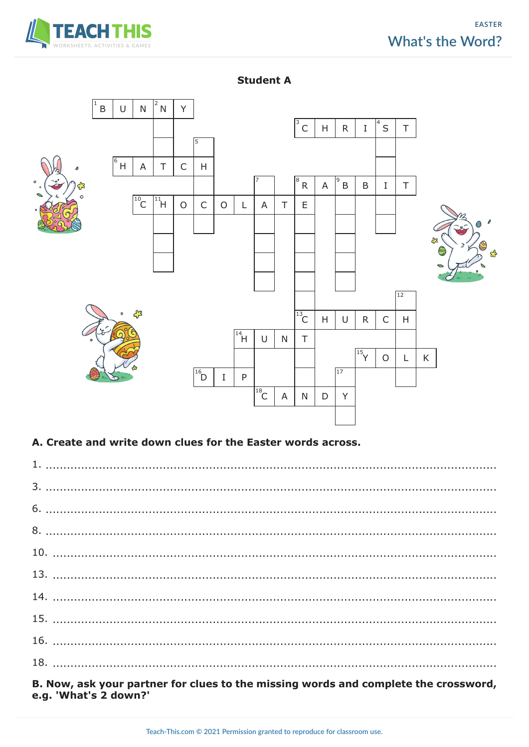## Student A

(Crossword grid — Across answers shown: 1. BUNNY, 3. CHRIST, 6. HATCH, 8. RABBIT, 10. CHOCOLATE, 13. CHURCH, 14. HUNT, 15. YOLK, 16. DIP, 18. CANDY)

**A. Create and write down clues for the Easter words across.**

1. ..........................................................................................................................

3. ..........................................................................................................................

6. ..........................................................................................................................

8. ..........................................................................................................................

10. ..........................................................................................................................

13. ..........................................................................................................................

14. ..........................................................................................................................

15. ..........................................................................................................................

16. ..........................................................................................................................

18. ..........................................................................................................................

**B. Now, ask your partner for clues to the missing words and complete the crossword, e.g. 'What's 2 down?'**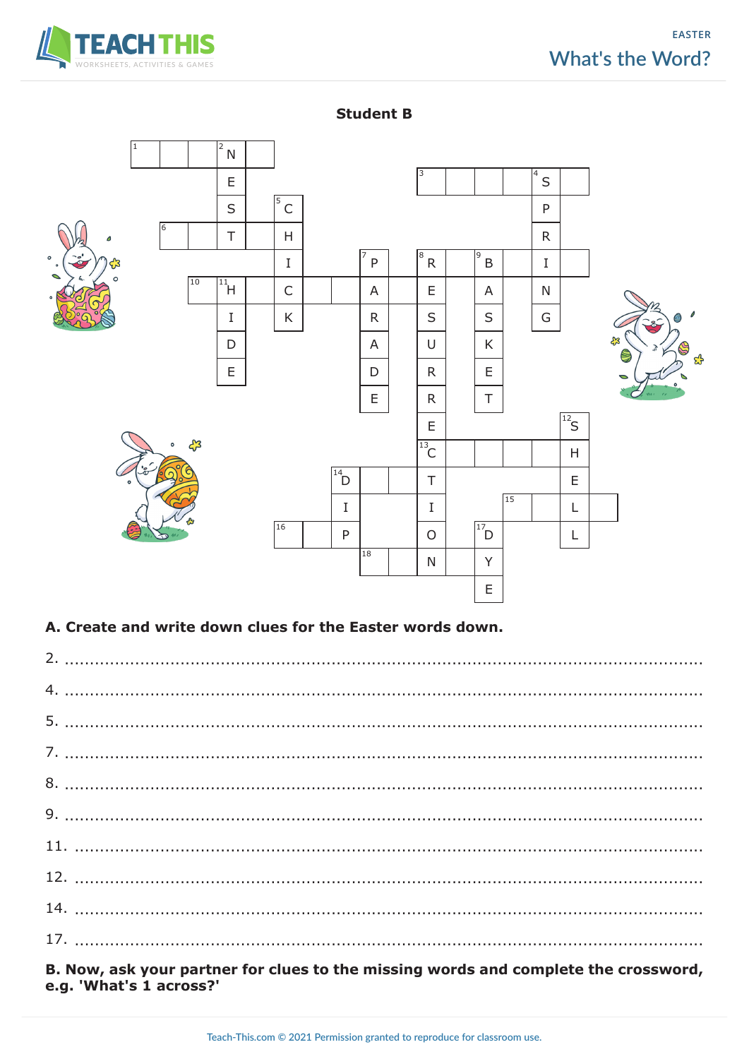## Student B

A. Create and write down clues for the Easter words down.

2. .......................................................................................................................

4. .......................................................................................................................

5. .......................................................................................................................

7. .......................................................................................................................

8. .......................................................................................................................

9. .......................................................................................................................

11. .....................................................................................................................

12. .....................................................................................................................

14. .....................................................................................................................

17. .....................................................................................................................

**B. Now, ask your partner for clues to the missing words and complete the crossword, e.g. 'What's 1 across?'**